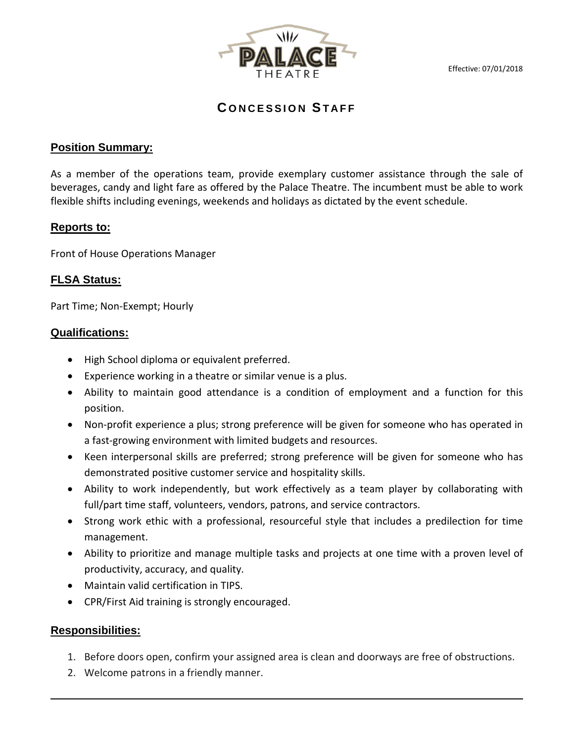PALACE THEATRE

Effective: 07/01/2018

# CONCESSION STAFF

## Position Summary:

As a member of the operations team, provide exemplary customer assistance through the sale of beverages, candy and light fare as offered by the Palace Theatre. The incumbent must be able to work flexible shifts including evenings, weekends and holidays as dictated by the event schedule.

## Reports to:

Front of House Operations Manager

## FLSA Status:

Part Time; Non-Exempt; Hourly

## Qualifications:

- High School diploma or equivalent preferred.
- Experience working in a theatre or similar venue is a plus.
- Ability to maintain good attendance is a condition of employment and a function for this position.
- Non-profit experience a plus; strong preference will be given for someone who has operated in a fast-growing environment with limited budgets and resources.
- Keen interpersonal skills are preferred; strong preference will be given for someone who has demonstrated positive customer service and hospitality skills.
- Ability to work independently, but work effectively as a team player by collaborating with full/part time staff, volunteers, vendors, patrons, and service contractors.
- Strong work ethic with a professional, resourceful style that includes a predilection for time management.
- Ability to prioritize and manage multiple tasks and projects at one time with a proven level of productivity, accuracy, and quality.
- Maintain valid certification in TIPS.
- CPR/First Aid training is strongly encouraged.

## Responsibilities:

1. Before doors open, confirm your assigned area is clean and doorways are free of obstructions.
2. Welcome patrons in a friendly manner.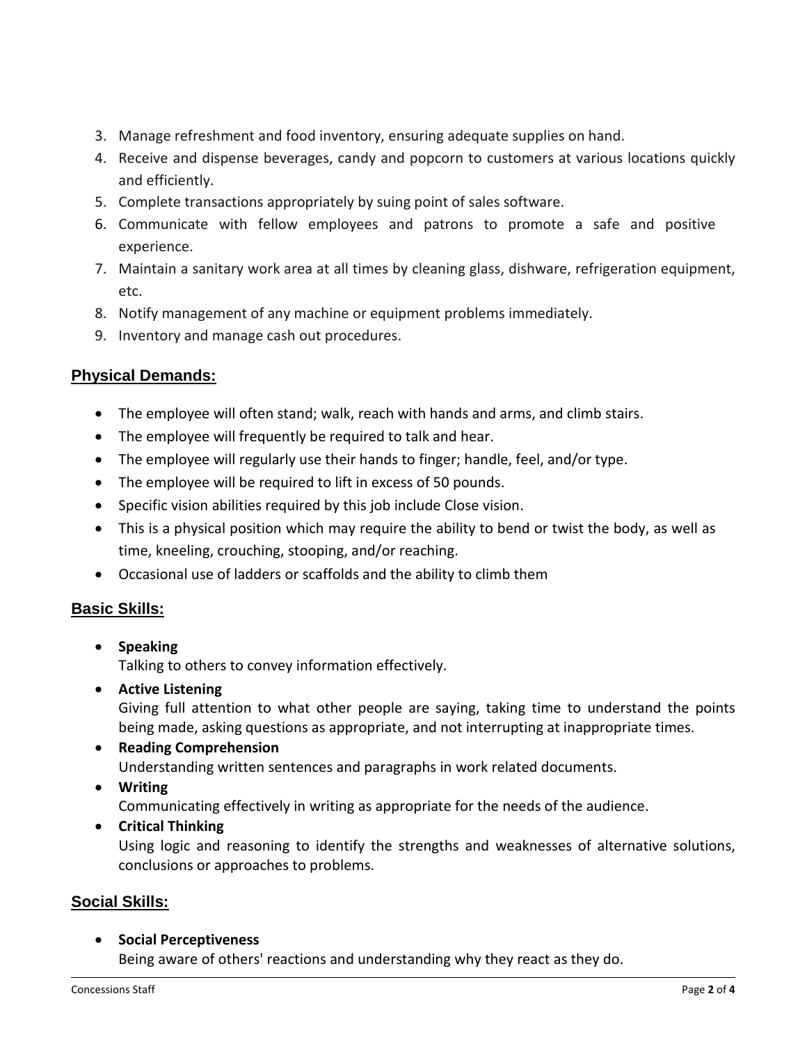3. Manage refreshment and food inventory, ensuring adequate supplies on hand.
4. Receive and dispense beverages, candy and popcorn to customers at various locations quickly and efficiently.
5. Complete transactions appropriately by suing point of sales software.
6. Communicate with fellow employees and patrons to promote a safe and positive experience.
7. Maintain a sanitary work area at all times by cleaning glass, dishware, refrigeration equipment, etc.
8. Notify management of any machine or equipment problems immediately.
9. Inventory and manage cash out procedures.

## Physical Demands:

- The employee will often stand; walk, reach with hands and arms, and climb stairs.
- The employee will frequently be required to talk and hear.
- The employee will regularly use their hands to finger; handle, feel, and/or type.
- The employee will be required to lift in excess of 50 pounds.
- Specific vision abilities required by this job include Close vision.
- This is a physical position which may require the ability to bend or twist the body, as well as time, kneeling, crouching, stooping, and/or reaching.
- Occasional use of ladders or scaffolds and the ability to climb them

## Basic Skills:

- **Speaking**
  Talking to others to convey information effectively.
- **Active Listening**
  Giving full attention to what other people are saying, taking time to understand the points being made, asking questions as appropriate, and not interrupting at inappropriate times.
- **Reading Comprehension**
  Understanding written sentences and paragraphs in work related documents.
- **Writing**
  Communicating effectively in writing as appropriate for the needs of the audience.
- **Critical Thinking**
  Using logic and reasoning to identify the strengths and weaknesses of alternative solutions, conclusions or approaches to problems.

## Social Skills:

- **Social Perceptiveness**
  Being aware of others' reactions and understanding why they react as they do.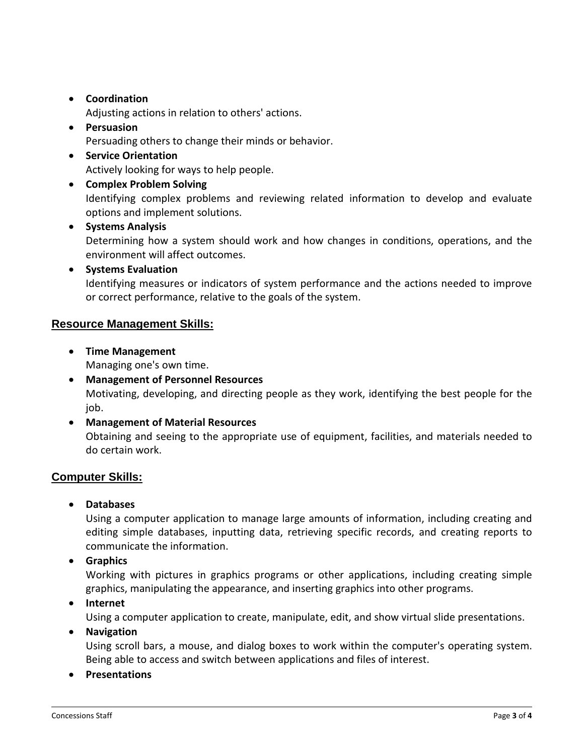- **Coordination**
  Adjusting actions in relation to others' actions.
- **Persuasion**
  Persuading others to change their minds or behavior.
- **Service Orientation**
  Actively looking for ways to help people.
- **Complex Problem Solving**
  Identifying complex problems and reviewing related information to develop and evaluate options and implement solutions.
- **Systems Analysis**
  Determining how a system should work and how changes in conditions, operations, and the environment will affect outcomes.
- **Systems Evaluation**
  Identifying measures or indicators of system performance and the actions needed to improve or correct performance, relative to the goals of the system.

## Resource Management Skills:

- **Time Management**
  Managing one's own time.
- **Management of Personnel Resources**
  Motivating, developing, and directing people as they work, identifying the best people for the job.
- **Management of Material Resources**
  Obtaining and seeing to the appropriate use of equipment, facilities, and materials needed to do certain work.

## Computer Skills:

- **Databases**
  Using a computer application to manage large amounts of information, including creating and editing simple databases, inputting data, retrieving specific records, and creating reports to communicate the information.
- **Graphics**
  Working with pictures in graphics programs or other applications, including creating simple graphics, manipulating the appearance, and inserting graphics into other programs.
- **Internet**
  Using a computer application to create, manipulate, edit, and show virtual slide presentations.
- **Navigation**
  Using scroll bars, a mouse, and dialog boxes to work within the computer's operating system. Being able to access and switch between applications and files of interest.
- **Presentations**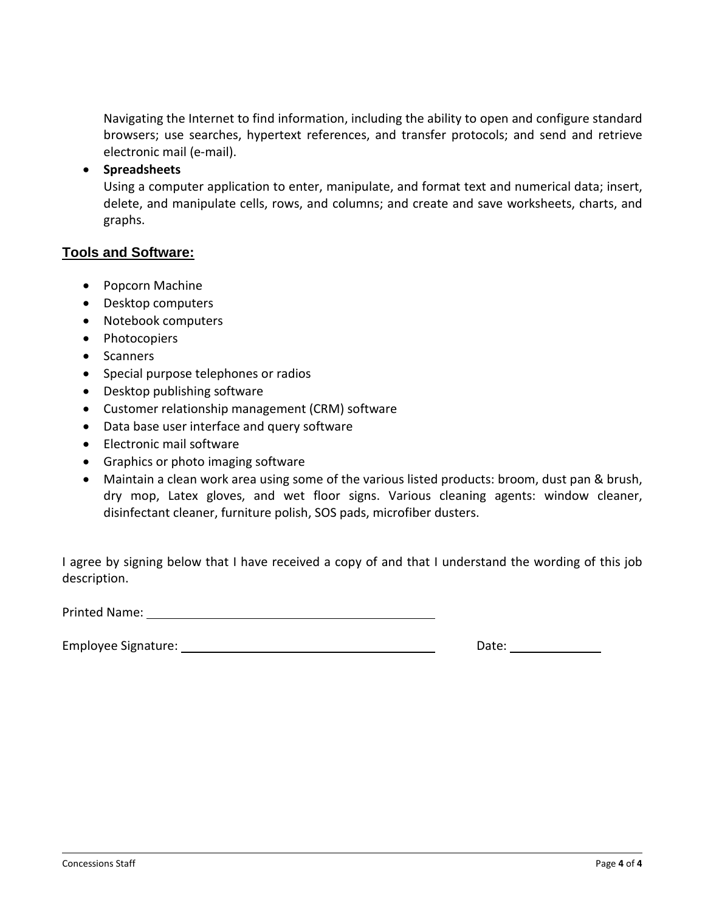Navigating the Internet to find information, including the ability to open and configure standard browsers; use searches, hypertext references, and transfer protocols; and send and retrieve electronic mail (e-mail).

- **Spreadsheets**
  Using a computer application to enter, manipulate, and format text and numerical data; insert, delete, and manipulate cells, rows, and columns; and create and save worksheets, charts, and graphs.

## Tools and Software:

- Popcorn Machine
- Desktop computers
- Notebook computers
- Photocopiers
- Scanners
- Special purpose telephones or radios
- Desktop publishing software
- Customer relationship management (CRM) software
- Data base user interface and query software
- Electronic mail software
- Graphics or photo imaging software
- Maintain a clean work area using some of the various listed products: broom, dust pan & brush, dry mop, Latex gloves, and wet floor signs. Various cleaning agents: window cleaner, disinfectant cleaner, furniture polish, SOS pads, microfiber dusters.

I agree by signing below that I have received a copy of and that I understand the wording of this job description.

Printed Name: ________________________________________

Employee Signature: ____________________________________ Date: ____________